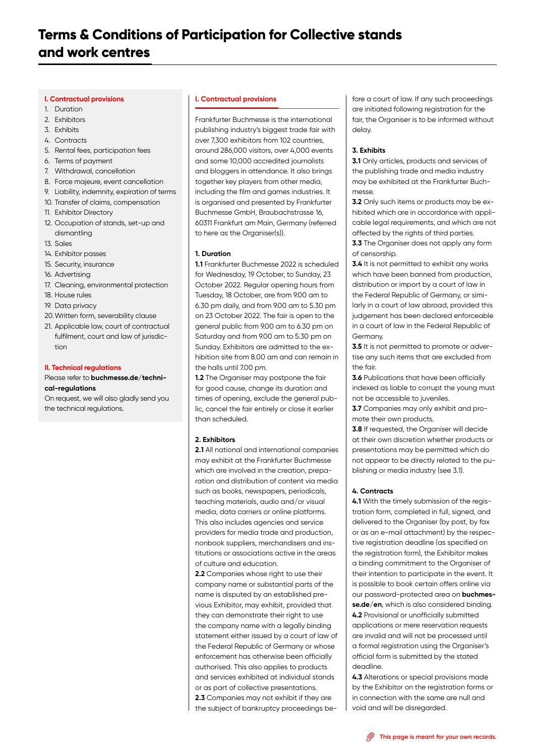# Terms & Conditions of Participation for Collective stands and work centres

**I. Contractual provisions**

1. Duration
2. Exhibitors
3. Exhibits
4. Contracts
5. Rental fees, participation fees
6. Terms of payment
7. Withdrawal, cancellation
8. Force majeure, event cancellation
9. Liability, indemnity, expiration of terms
10. Transfer of claims, compensation
11. Exhibitor Directory
12. Occupation of stands, set-up and dismantling
13. Sales
14. Exhibitor passes
15. Security, insurance
16. Advertising
17. Cleaning, environmental protection
18. House rules
19. Data privacy
20. Written form, severability clause
21. Applicable law, court of contractual fulfilment, court and law of jurisdiction

**II. Technical regulations**

Please refer to **buchmesse.de/technical-regulations**

On request, we will also gladly send you the technical regulations.

## I. Contractual provisions

Frankfurter Buchmesse is the international publishing industry's biggest trade fair with over 7,300 exhibitors from 102 countries, around 286,000 visitors, over 4,000 events and some 10,000 accredited journalists and bloggers in attendance. It also brings together key players from other media, including the film and games industries. It is organised and presented by Frankfurter Buchmesse GmbH, Braubachstrasse 16, 60311 Frankfurt am Main, Germany (referred to here as the Organiser(s)).

### 1. Duration

**1.1** Frankfurter Buchmesse 2022 is scheduled for Wednesday, 19 October, to Sunday, 23 October 2022. Regular opening hours from Tuesday, 18 October, are from 9.00 am to 6.30 pm daily, and from 9.00 am to 5.30 pm on 23 October 2022. The fair is open to the general public from 9.00 am to 6.30 pm on Saturday and from 9.00 am to 5.30 pm on Sunday. Exhibitors are admitted to the exhibition site from 8.00 am and can remain in the halls until 7.00 pm.

**1.2** The Organiser may postpone the fair for good cause, change its duration and times of opening, exclude the general public, cancel the fair entirely or close it earlier than scheduled.

### 2. Exhibitors

**2.1** All national and international companies may exhibit at the Frankfurter Buchmesse which are involved in the creation, preparation and distribution of content via media such as books, newspapers, periodicals, teaching materials, audio and/or visual media, data carriers or online platforms. This also includes agencies and service providers for media trade and production, nonbook suppliers, merchandisers and institutions or associations active in the areas of culture and education.

**2.2** Companies whose right to use their company name or substantial parts of the name is disputed by an established previous Exhibitor, may exhibit, provided that they can demonstrate their right to use the company name with a legally binding statement either issued by a court of law of the Federal Republic of Germany or whose enforcement has otherwise been officially authorised. This also applies to products and services exhibited at individual stands or as part of collective presentations.

**2.3** Companies may not exhibit if they are the subject of bankruptcy proceedings before a court of law. If any such proceedings are initiated following registration for the fair, the Organiser is to be informed without delay.

### 3. Exhibits

**3.1** Only articles, products and services of the publishing trade and media industry may be exhibited at the Frankfurter Buchmesse.

**3.2** Only such items or products may be exhibited which are in accordance with applicable legal requirements, and which are not affected by the rights of third parties.

**3.3** The Organiser does not apply any form of censorship.

**3.4** It is not permitted to exhibit any works which have been banned from production, distribution or import by a court of law in the Federal Republic of Germany, or similarly in a court of law abroad, provided this judgement has been declared enforceable in a court of law in the Federal Republic of Germany.

**3.5** It is not permitted to promote or advertise any such items that are excluded from the fair.

**3.6** Publications that have been officially indexed as liable to corrupt the young must not be accessible to juveniles.

**3.7** Companies may only exhibit and promote their own products.

**3.8** If requested, the Organiser will decide at their own discretion whether products or presentations may be permitted which do not appear to be directly related to the publishing or media industry (see 3.1).

### 4. Contracts

**4.1** With the timely submission of the registration form, completed in full, signed, and delivered to the Organiser (by post, by fax or as an e-mail attachment) by the respective registration deadline (as specified on the registration form), the Exhibitor makes a binding commitment to the Organiser of their intention to participate in the event. It is possible to book certain offers online via our password-protected area on **buchmesse.de/en**, which is also considered binding.

**4.2** Provisional or unofficially submitted applications or mere reservation requests are invalid and will not be processed until a formal registration using the Organiser's official form is submitted by the stated deadline.

**4.3** Alterations or special provisions made by the Exhibitor on the registration forms or in connection with the same are null and void and will be disregarded.

This page is meant for your own records.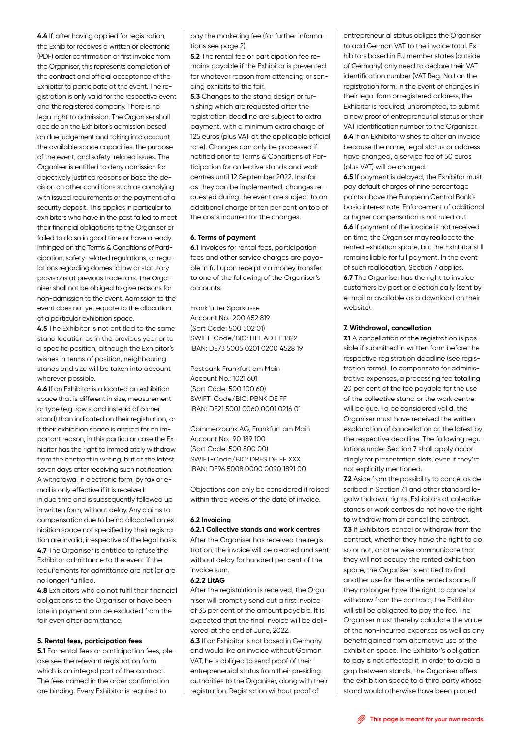**4.4** If, after having applied for registration, the Exhibitor receives a written or electronic (PDF) order confirmation or first invoice from the Organiser, this represents completion of the contract and official acceptance of the Exhibitor to participate at the event. The registration is only valid for the respective event and the registered company. There is no legal right to admission. The Organiser shall decide on the Exhibitor's admission based on due judgement and taking into account the available space capacities, the purpose of the event, and safety-related issues. The Organiser is entitled to deny admission for objectively justified reasons or base the decision on other conditions such as complying with issued requirements or the payment of a security deposit. This applies in particular to exhibitors who have in the past failed to meet their financial obligations to the Organiser or failed to do so in good time or have already infringed on the Terms & Conditions of Participation, safety-related regulations, or regulations regarding domestic law or statutory provisions at previous trade fairs. The Organiser shall not be obliged to give reasons for non-admission to the event. Admission to the event does not yet equate to the allocation of a particular exhibition space.

**4.5** The Exhibitor is not entitled to the same stand location as in the previous year or to a specific position, although the Exhibitor's wishes in terms of position, neighbouring stands and size will be taken into account wherever possible.

**4.6** If an Exhibitor is allocated an exhibition space that is different in size, measurement or type (e.g. row stand instead of corner stand) than indicated on their registration, or if their exhibition space is altered for an important reason, in this particular case the Exhibitor has the right to immediately withdraw from the contract in writing, but at the latest seven days after receiving such notification. A withdrawal in electronic form, by fax or e-mail is only effective if it is received in due time and is subsequently followed up in written form, without delay. Any claims to compensation due to being allocated an exhibition space not specified by their registration are invalid, irrespective of the legal basis.

**4.7** The Organiser is entitled to refuse the Exhibitor admittance to the event if the requirements for admittance are not (or are no longer) fulfilled.

**4.8** Exhibitors who do not fulfil their financial obligations to the Organiser or have been late in payment can be excluded from the fair even after admittance.

**5. Rental fees, participation fees**

**5.1** For rental fees or participation fees, please see the relevant registration form which is an integral part of the contract. The fees named in the order confirmation are binding. Every Exhibitor is required to pay the marketing fee (for further informations see page 2).

**5.2** The rental fee or participation fee remains payable if the Exhibitor is prevented for whatever reason from attending or sending exhibits to the fair.

**5.3** Changes to the stand design or furnishing which are requested after the registration deadline are subject to extra payment, with a minimum extra charge of 125 euros (plus VAT at the applicable official rate). Changes can only be processed if notified prior to Terms & Conditions of Participation for collective stands and work centres until 12 September 2022. Insofar as they can be implemented, changes requested during the event are subject to an additional charge of ten per cent on top of the costs incurred for the changes.

**6. Terms of payment**

**6.1** Invoices for rental fees, participation fees and other service charges are payable in full upon receipt via money transfer to one of the following of the Organiser's accounts:

Frankfurter Sparkasse
Account No.: 200 452 819
(Sort Code: 500 502 01)
SWIFT-Code/BIC: HEL AD EF 1822
IBAN: DE73 5005 0201 0200 4528 19

Postbank Frankfurt am Main
Account No.: 1021 601
(Sort Code: 500 100 60)
SWIFT-Code/BIC: PBNK DE FF
IBAN: DE21 5001 0060 0001 0216 01

Commerzbank AG, Frankfurt am Main
Account No.: 90 189 100
(Sort Code: 500 800 00)
SWIFT-Code/BIC: DRES DE FF XXX
IBAN: DE96 5008 0000 0090 1891 00

Objections can only be considered if raised within three weeks of the date of invoice.

**6.2 Invoicing**

**6.2.1 Collective stands and work centres**
After the Organiser has received the registration, the invoice will be created and sent without delay for hundred per cent of the invoice sum.

**6.2.2 LitAG**
After the registration is received, the Organiser will promptly send out a first invoice of 35 per cent of the amount payable. It is expected that the final invoice will be delivered at the end of June, 2022.

**6.3** If an Exhibitor is not based in Germany and would like an invoice without German VAT, he is obliged to send proof of their entrepreneurial status from their presiding authorities to the Organiser, along with their registration. Registration without proof of entrepreneurial status obliges the Organiser to add German VAT to the invoice total. Exhibitors based in EU member states (outside of Germany) only need to declare their VAT identification number (VAT Reg. No.) on the registration form. In the event of changes in their legal form or registered address, the Exhibitor is required, unprompted, to submit a new proof of entrepreneurial status or their VAT identification number to the Organiser.

**6.4** If an Exhibitor wishes to alter an invoice because the name, legal status or address have changed, a service fee of 50 euros (plus VAT) will be charged.

**6.5** If payment is delayed, the Exhibitor must pay default charges of nine percentage points above the European Central Bank's basic interest rate. Enforcement of additional or higher compensation is not ruled out.

**6.6** If payment of the invoice is not received on time, the Organiser may reallocate the rented exhibition space, but the Exhibitor still remains liable for full payment. In the event of such reallocation, Section 7 applies.

**6.7** The Organiser has the right to invoice customers by post or electronically (sent by e-mail or available as a download on their website).

**7. Withdrawal, cancellation**

**7.1** A cancellation of the registration is possible if submitted in written form before the respective registration deadline (see registration forms). To compensate for administrative expenses, a processing fee totalling 20 per cent of the fee payable for the use of the collective stand or the work centre will be due. To be considered valid, the Organiser must have received the written explanation of cancellation at the latest by the respective deadline. The following regulations under Section 7 shall apply accordingly for presentation slots, even if they're not explicitly mentioned.

**7.2** Aside from the possibility to cancel as described in Section 7.1 and other standard legalwithdrawal rights, Exhibitors at collective stands or work centres do not have the right to withdraw from or cancel the contract.

**7.3** If Exhibitors cancel or withdraw from the contract, whether they have the right to do so or not, or otherwise communicate that they will not occupy the rented exhibition space, the Organiser is entitled to find another use for the entire rented space. If they no longer have the right to cancel or withdraw from the contract, the Exhibitor will still be obligated to pay the fee. The Organiser must thereby calculate the value of the non-incurred expenses as well as any benefit gained from alternative use of the exhibition space. The Exhibitor's obligation to pay is not affected if, in order to avoid a gap between stands, the Organiser offers the exhibition space to a third party whose stand would otherwise have been placed

This page is meant for your own records.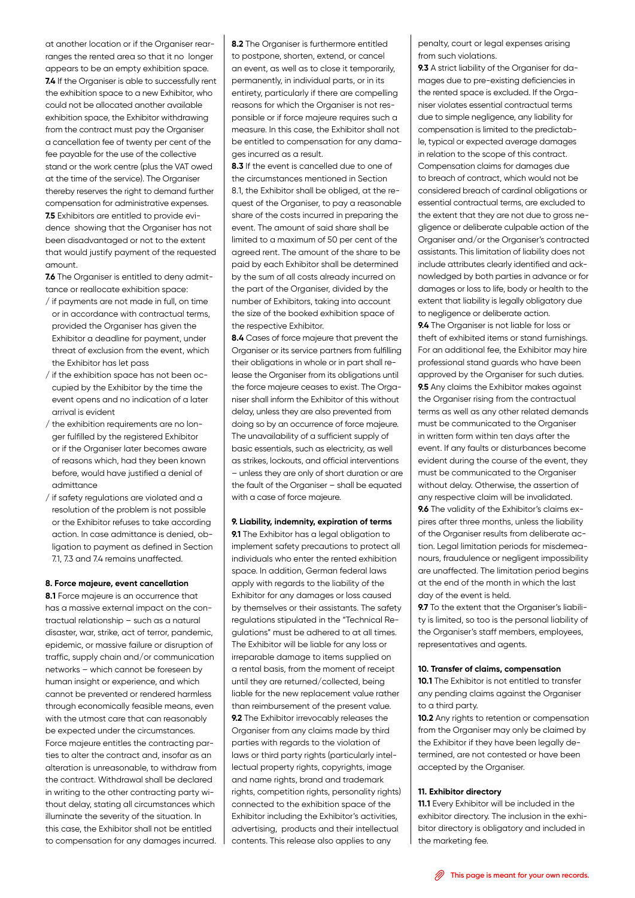at another location or if the Organiser rearranges the rented area so that it no longer appears to be an empty exhibition space.

**7.4** If the Organiser is able to successfully rent the exhibition space to a new Exhibitor, who could not be allocated another available exhibition space, the Exhibitor withdrawing from the contract must pay the Organiser a cancellation fee of twenty per cent of the fee payable for the use of the collective stand or the work centre (plus the VAT owed at the time of the service). The Organiser thereby reserves the right to demand further compensation for administrative expenses.

**7.5** Exhibitors are entitled to provide evidence showing that the Organiser has not been disadvantaged or not to the extent that would justify payment of the requested amount.

**7.6** The Organiser is entitled to deny admittance or reallocate exhibition space:

/ if payments are not made in full, on time or in accordance with contractual terms, provided the Organiser has given the Exhibitor a deadline for payment, under threat of exclusion from the event, which the Exhibitor has let pass

/ if the exhibition space has not been occupied by the Exhibitor by the time the event opens and no indication of a later arrival is evident

/ the exhibition requirements are no longer fulfilled by the registered Exhibitor or if the Organiser later becomes aware of reasons which, had they been known before, would have justified a denial of admittance

/ if safety regulations are violated and a resolution of the problem is not possible or the Exhibitor refuses to take according action. In case admittance is denied, obligation to payment as defined in Section 7.1, 7.3 and 7.4 remains unaffected.

#### 8. Force majeure, event cancellation

**8.1** Force majeure is an occurrence that has a massive external impact on the contractual relationship – such as a natural disaster, war, strike, act of terror, pandemic, epidemic, or massive failure or disruption of traffic, supply chain and/or communication networks – which cannot be foreseen by human insight or experience, and which cannot be prevented or rendered harmless through economically feasible means, even with the utmost care that can reasonably be expected under the circumstances. Force majeure entitles the contracting parties to alter the contract and, insofar as an alteration is unreasonable, to withdraw from the contract. Withdrawal shall be declared in writing to the other contracting party without delay, stating all circumstances which illuminate the severity of the situation. In this case, the Exhibitor shall not be entitled to compensation for any damages incurred.

**8.2** The Organiser is furthermore entitled to postpone, shorten, extend, or cancel an event, as well as to close it temporarily, permanently, in individual parts, or in its entirety, particularly if there are compelling reasons for which the Organiser is not responsible or if force majeure requires such a measure. In this case, the Exhibitor shall not be entitled to compensation for any damages incurred as a result.

**8.3** If the event is cancelled due to one of the circumstances mentioned in Section 8.1, the Exhibitor shall be obliged, at the request of the Organiser, to pay a reasonable share of the costs incurred in preparing the event. The amount of said share shall be limited to a maximum of 50 per cent of the agreed rent. The amount of the share to be paid by each Exhibitor shall be determined by the sum of all costs already incurred on the part of the Organiser, divided by the number of Exhibitors, taking into account the size of the booked exhibition space of the respective Exhibitor.

**8.4** Cases of force majeure that prevent the Organiser or its service partners from fulfilling their obligations in whole or in part shall release the Organiser from its obligations until the force majeure ceases to exist. The Organiser shall inform the Exhibitor of this without delay, unless they are also prevented from doing so by an occurrence of force majeure. The unavailability of a sufficient supply of basic essentials, such as electricity, as well as strikes, lockouts, and official interventions – unless they are only of short duration or are the fault of the Organiser – shall be equated with a case of force majeure.

#### 9. Liability, indemnity, expiration of terms

**9.1** The Exhibitor has a legal obligation to implement safety precautions to protect all individuals who enter the rented exhibition space. In addition, German federal laws apply with regards to the liability of the Exhibitor for any damages or loss caused by themselves or their assistants. The safety regulations stipulated in the "Technical Regulations" must be adhered to at all times. The Exhibitor will be liable for any loss or irreparable damage to items supplied on a rental basis, from the moment of receipt until they are returned/collected, being liable for the new replacement value rather than reimbursement of the present value.

**9.2** The Exhibitor irrevocably releases the Organiser from any claims made by third parties with regards to the violation of laws or third party rights (particularly intellectual property rights, copyrights, image and name rights, brand and trademark rights, competition rights, personality rights) connected to the exhibition space of the Exhibitor including the Exhibitor's activities, advertising, products and their intellectual contents. This release also applies to any penalty, court or legal expenses arising from such violations.

**9.3** A strict liability of the Organiser for damages due to pre-existing deficiencies in the rented space is excluded. If the Organiser violates essential contractual terms due to simple negligence, any liability for compensation is limited to the predictable, typical or expected average damages in relation to the scope of this contract. Compensation claims for damages due to breach of contract, which would not be considered breach of cardinal obligations or essential contractual terms, are excluded to the extent that they are not due to gross negligence or deliberate culpable action of the Organiser and/or the Organiser's contracted assistants. This limitation of liability does not include attributes clearly identified and acknowledged by both parties in advance or for damages or loss to life, body or health to the extent that liability is legally obligatory due to negligence or deliberate action.

**9.4** The Organiser is not liable for loss or theft of exhibited items or stand furnishings. For an additional fee, the Exhibitor may hire professional stand guards who have been approved by the Organiser for such duties.

**9.5** Any claims the Exhibitor makes against the Organiser rising from the contractual terms as well as any other related demands must be communicated to the Organiser in written form within ten days after the event. If any faults or disturbances become evident during the course of the event, they must be communicated to the Organiser without delay. Otherwise, the assertion of any respective claim will be invalidated.

**9.6** The validity of the Exhibitor's claims expires after three months, unless the liability of the Organiser results from deliberate action. Legal limitation periods for misdemeanours, fraudulence or negligent impossibility are unaffected. The limitation period begins at the end of the month in which the last day of the event is held.

**9.7** To the extent that the Organiser's liability is limited, so too is the personal liability of the Organiser's staff members, employees, representatives and agents.

#### 10. Transfer of claims, compensation

**10.1** The Exhibitor is not entitled to transfer any pending claims against the Organiser to a third party.

**10.2** Any rights to retention or compensation from the Organiser may only be claimed by the Exhibitor if they have been legally determined, are not contested or have been accepted by the Organiser.

#### 11. Exhibitor directory

**11.1** Every Exhibitor will be included in the exhibitor directory. The inclusion in the exhibitor directory is obligatory and included in the marketing fee.

This page is meant for your own records.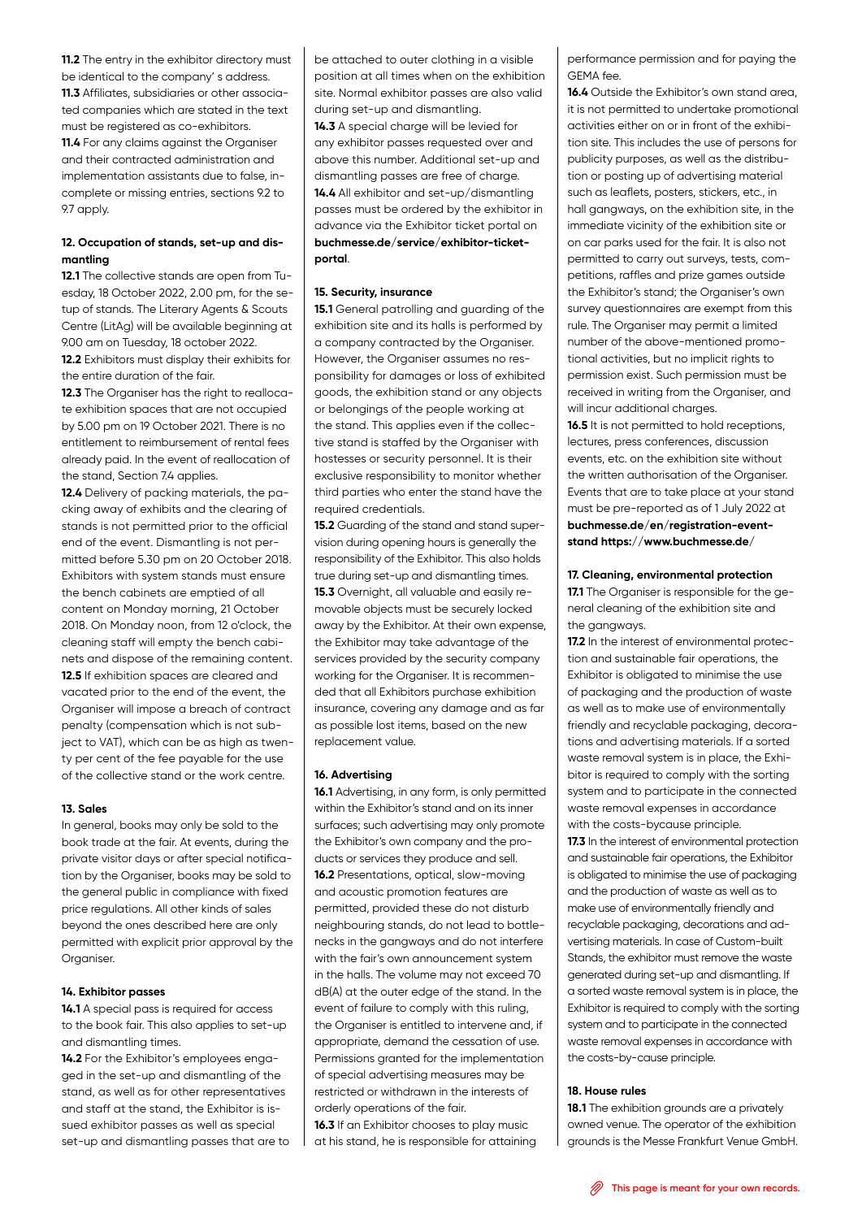**11.2** The entry in the exhibitor directory must be identical to the company' s address.

**11.3** Affiliates, subsidiaries or other associated companies which are stated in the text must be registered as co-exhibitors.

**11.4** For any claims against the Organiser and their contracted administration and implementation assistants due to false, incomplete or missing entries, sections 9.2 to 9.7 apply.

**12. Occupation of stands, set-up and dismantling**

**12.1** The collective stands are open from Tuesday, 18 October 2022, 2.00 pm, for the setup of stands. The Literary Agents & Scouts Centre (LitAg) will be available beginning at 9.00 am on Tuesday, 18 october 2022.

**12.2** Exhibitors must display their exhibits for the entire duration of the fair.

**12.3** The Organiser has the right to reallocate exhibition spaces that are not occupied by 5.00 pm on 19 October 2021. There is no entitlement to reimbursement of rental fees already paid. In the event of reallocation of the stand, Section 7.4 applies.

**12.4** Delivery of packing materials, the packing away of exhibits and the clearing of stands is not permitted prior to the official end of the event. Dismantling is not permitted before 5.30 pm on 20 October 2018. Exhibitors with system stands must ensure the bench cabinets are emptied of all content on Monday morning, 21 October 2018. On Monday noon, from 12 o'clock, the cleaning staff will empty the bench cabinets and dispose of the remaining content.

**12.5** If exhibition spaces are cleared and vacated prior to the end of the event, the Organiser will impose a breach of contract penalty (compensation which is not subject to VAT), which can be as high as twenty per cent of the fee payable for the use of the collective stand or the work centre.

**13. Sales**

In general, books may only be sold to the book trade at the fair. At events, during the private visitor days or after special notification by the Organiser, books may be sold to the general public in compliance with fixed price regulations. All other kinds of sales beyond the ones described here are only permitted with explicit prior approval by the Organiser.

**14. Exhibitor passes**

**14.1** A special pass is required for access to the book fair. This also applies to set-up and dismantling times.

**14.2** For the Exhibitor's employees engaged in the set-up and dismantling of the stand, as well as for other representatives and staff at the stand, the Exhibitor is issued exhibitor passes as well as special set-up and dismantling passes that are to be attached to outer clothing in a visible position at all times when on the exhibition site. Normal exhibitor passes are also valid during set-up and dismantling.

**14.3** A special charge will be levied for any exhibitor passes requested over and above this number. Additional set-up and dismantling passes are free of charge.

**14.4** All exhibitor and set-up/dismantling passes must be ordered by the exhibitor in advance via the Exhibitor ticket portal on **buchmesse.de/service/exhibitor-ticket-portal**.

**15. Security, insurance**

**15.1** General patrolling and guarding of the exhibition site and its halls is performed by a company contracted by the Organiser. However, the Organiser assumes no responsibility for damages or loss of exhibited goods, the exhibition stand or any objects or belongings of the people working at the stand. This applies even if the collective stand is staffed by the Organiser with hostesses or security personnel. It is their exclusive responsibility to monitor whether third parties who enter the stand have the required credentials.

**15.2** Guarding of the stand and stand supervision during opening hours is generally the responsibility of the Exhibitor. This also holds true during set-up and dismantling times.

**15.3** Overnight, all valuable and easily removable objects must be securely locked away by the Exhibitor. At their own expense, the Exhibitor may take advantage of the services provided by the security company working for the Organiser. It is recommended that all Exhibitors purchase exhibition insurance, covering any damage and as far as possible lost items, based on the new replacement value.

**16. Advertising**

**16.1** Advertising, in any form, is only permitted within the Exhibitor's stand and on its inner surfaces; such advertising may only promote the Exhibitor's own company and the products or services they produce and sell.

**16.2** Presentations, optical, slow-moving and acoustic promotion features are permitted, provided these do not disturb neighbouring stands, do not lead to bottlenecks in the gangways and do not interfere with the fair's own announcement system in the halls. The volume may not exceed 70 dB(A) at the outer edge of the stand. In the event of failure to comply with this ruling, the Organiser is entitled to intervene and, if appropriate, demand the cessation of use. Permissions granted for the implementation of special advertising measures may be restricted or withdrawn in the interests of orderly operations of the fair.

**16.3** If an Exhibitor chooses to play music at his stand, he is responsible for attaining performance permission and for paying the GEMA fee.

**16.4** Outside the Exhibitor's own stand area, it is not permitted to undertake promotional activities either on or in front of the exhibition site. This includes the use of persons for publicity purposes, as well as the distribution or posting up of advertising material such as leaflets, posters, stickers, etc., in hall gangways, on the exhibition site, in the immediate vicinity of the exhibition site or on car parks used for the fair. It is also not permitted to carry out surveys, tests, competitions, raffles and prize games outside the Exhibitor's stand; the Organiser's own survey questionnaires are exempt from this rule. The Organiser may permit a limited number of the above-mentioned promotional activities, but no implicit rights to permission exist. Such permission must be received in writing from the Organiser, and will incur additional charges.

**16.5** It is not permitted to hold receptions, lectures, press conferences, discussion events, etc. on the exhibition site without the written authorisation of the Organiser. Events that are to take place at your stand must be pre-reported as of 1 July 2022 at **buchmesse.de/en/registration-event-stand https://www.buchmesse.de/**

**17. Cleaning, environmental protection**

**17.1** The Organiser is responsible for the general cleaning of the exhibition site and the gangways.

**17.2** In the interest of environmental protection and sustainable fair operations, the Exhibitor is obligated to minimise the use of packaging and the production of waste as well as to make use of environmentally friendly and recyclable packaging, decorations and advertising materials. If a sorted waste removal system is in place, the Exhibitor is required to comply with the sorting system and to participate in the connected waste removal expenses in accordance with the costs-bycause principle.

**17.3** In the interest of environmental protection and sustainable fair operations, the Exhibitor is obligated to minimise the use of packaging and the production of waste as well as to make use of environmentally friendly and recyclable packaging, decorations and advertising materials. In case of Custom-built Stands, the exhibitor must remove the waste generated during set-up and dismantling. If a sorted waste removal system is in place, the Exhibitor is required to comply with the sorting system and to participate in the connected waste removal expenses in accordance with the costs-by-cause principle.

**18. House rules**

**18.1** The exhibition grounds are a privately owned venue. The operator of the exhibition grounds is the Messe Frankfurt Venue GmbH.

**This page is meant for your own records.**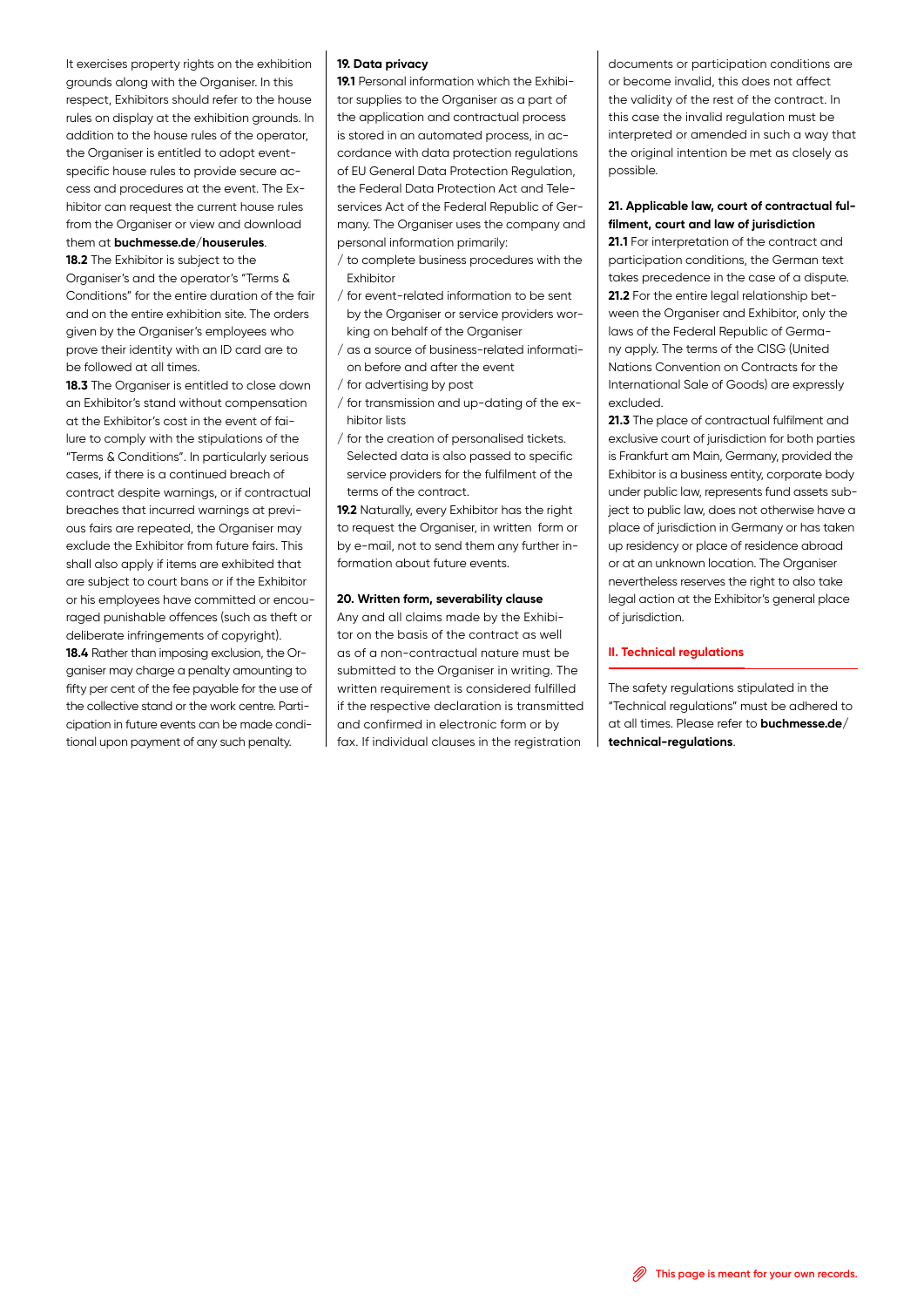It exercises property rights on the exhibition grounds along with the Organiser. In this respect, Exhibitors should refer to the house rules on display at the exhibition grounds. In addition to the house rules of the operator, the Organiser is entitled to adopt event-specific house rules to provide secure access and procedures at the event. The Exhibitor can request the current house rules from the Organiser or view and download them at **buchmesse.de/houserules**.

**18.2** The Exhibitor is subject to the Organiser's and the operator's "Terms & Conditions" for the entire duration of the fair and on the entire exhibition site. The orders given by the Organiser's employees who prove their identity with an ID card are to be followed at all times.

**18.3** The Organiser is entitled to close down an Exhibitor's stand without compensation at the Exhibitor's cost in the event of failure to comply with the stipulations of the "Terms & Conditions". In particularly serious cases, if there is a continued breach of contract despite warnings, or if contractual breaches that incurred warnings at previous fairs are repeated, the Organiser may exclude the Exhibitor from future fairs. This shall also apply if items are exhibited that are subject to court bans or if the Exhibitor or his employees have committed or encouraged punishable offences (such as theft or deliberate infringements of copyright).

**18.4** Rather than imposing exclusion, the Organiser may charge a penalty amounting to fifty per cent of the fee payable for the use of the collective stand or the work centre. Participation in future events can be made conditional upon payment of any such penalty.

**19. Data privacy**

**19.1** Personal information which the Exhibitor supplies to the Organiser as a part of the application and contractual process is stored in an automated process, in accordance with data protection regulations of EU General Data Protection Regulation, the Federal Data Protection Act and Teleservices Act of the Federal Republic of Germany. The Organiser uses the company and personal information primarily:

/ to complete business procedures with the Exhibitor
/ for event-related information to be sent by the Organiser or service providers working on behalf of the Organiser
/ as a source of business-related information before and after the event
/ for advertising by post
/ for transmission and up-dating of the exhibitor lists
/ for the creation of personalised tickets. Selected data is also passed to specific service providers for the fulfilment of the terms of the contract.

**19.2** Naturally, every Exhibitor has the right to request the Organiser, in written form or by e-mail, not to send them any further information about future events.

**20. Written form, severability clause**

Any and all claims made by the Exhibitor on the basis of the contract as well as of a non-contractual nature must be submitted to the Organiser in writing. The written requirement is considered fulfilled if the respective declaration is transmitted and confirmed in electronic form or by fax. If individual clauses in the registration documents or participation conditions are or become invalid, this does not affect the validity of the rest of the contract. In this case the invalid regulation must be interpreted or amended in such a way that the original intention be met as closely as possible.

**21. Applicable law, court of contractual fulfilment, court and law of jurisdiction**

**21.1** For interpretation of the contract and participation conditions, the German text takes precedence in the case of a dispute.

**21.2** For the entire legal relationship between the Organiser and Exhibitor, only the laws of the Federal Republic of Germany apply. The terms of the CISG (United Nations Convention on Contracts for the International Sale of Goods) are expressly excluded.

**21.3** The place of contractual fulfilment and exclusive court of jurisdiction for both parties is Frankfurt am Main, Germany, provided the Exhibitor is a business entity, corporate body under public law, represents fund assets subject to public law, does not otherwise have a place of jurisdiction in Germany or has taken up residency or place of residence abroad or at an unknown location. The Organiser nevertheless reserves the right to also take legal action at the Exhibitor's general place of jurisdiction.

## II. Technical regulations

The safety regulations stipulated in the "Technical regulations" must be adhered to at all times. Please refer to **buchmesse.de/technical-regulations**.

This page is meant for your own records.